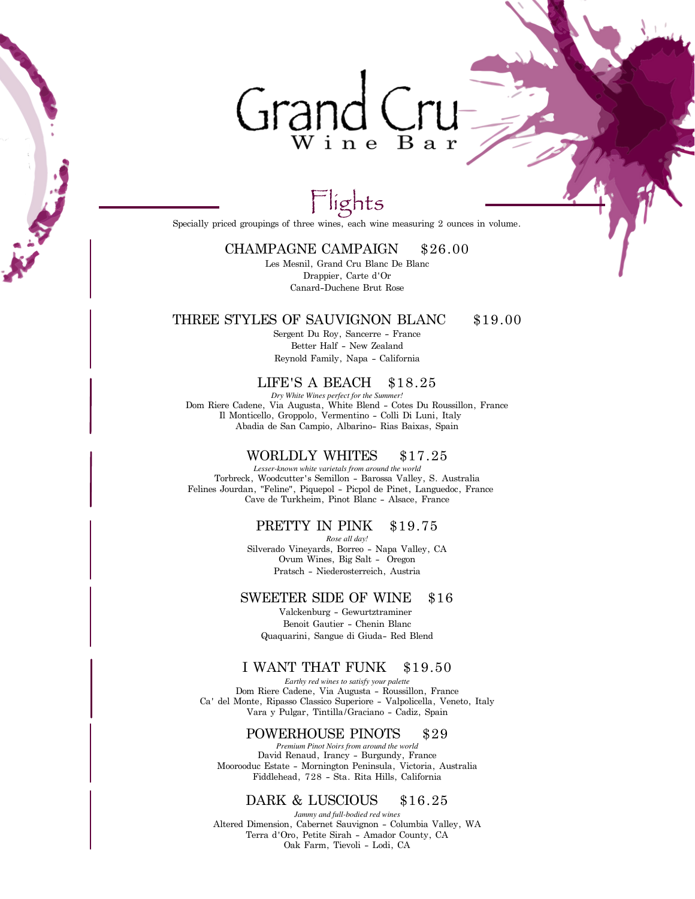# Grand Cru

Wine Bar

## Flights

Specially priced groupings of three wines, each wine measuring 2 ounces in volume.

### CHAMPAGNE CAMPAIGN $26.00

Les Mesnil, Grand Cru Blanc De Blanc
Drappier, Carte d'Or
Canard-Duchene Brut Rose

### THREE STYLES OF SAUVIGNON BLANC $19.00

Sergent Du Roy, Sancerre - France
Better Half - New Zealand
Reynold Family, Napa - California

### LIFE'S A BEACH $18.25

*Dry White Wines perfect for the Summer!*

Dom Riere Cadene, Via Augusta, White Blend - Cotes Du Roussillon, France
Il Monticello, Groppolo, Vermentino - Colli Di Luni, Italy
Abadia de San Campio, Albarino- Rias Baixas, Spain

### WORLDLY WHITES $17.25

*Lesser-known white varietals from around the world*

Torbreck, Woodcutter's Semillon - Barossa Valley, S. Australia
Felines Jourdan, "Feline", Piquepol - Picpol de Pinet, Languedoc, France
Cave de Turkheim, Pinot Blanc - Alsace, France

### PRETTY IN PINK $19.75

*Rose all day!*

Silverado Vineyards, Borreo - Napa Valley, CA
Ovum Wines, Big Salt - Oregon
Pratsch - Niederosterreich, Austria

### SWEETER SIDE OF WINE $16

Valckenburg - Gewurtztraminer
Benoit Gautier - Chenin Blanc
Quaquarini, Sangue di Giuda- Red Blend

### I WANT THAT FUNK $19.50

*Earthy red wines to satisfy your palette*

Dom Riere Cadene, Via Augusta - Roussillon, France
Ca' del Monte, Ripasso Classico Superiore - Valpolicella, Veneto, Italy
Vara y Pulgar, Tintilla/Graciano - Cadiz, Spain

### POWERHOUSE PINOTS $29

*Premium Pinot Noirs from around the world*

David Renaud, Irancy - Burgundy, France
Moorooduc Estate - Mornington Peninsula, Victoria, Australia
Fiddlehead, 728 - Sta. Rita Hills, California

### DARK & LUSCIOUS $16.25

*Jammy and full-bodied red wines*

Altered Dimension, Cabernet Sauvignon - Columbia Valley, WA
Terra d'Oro, Petite Sirah - Amador County, CA
Oak Farm, Tievoli - Lodi, CA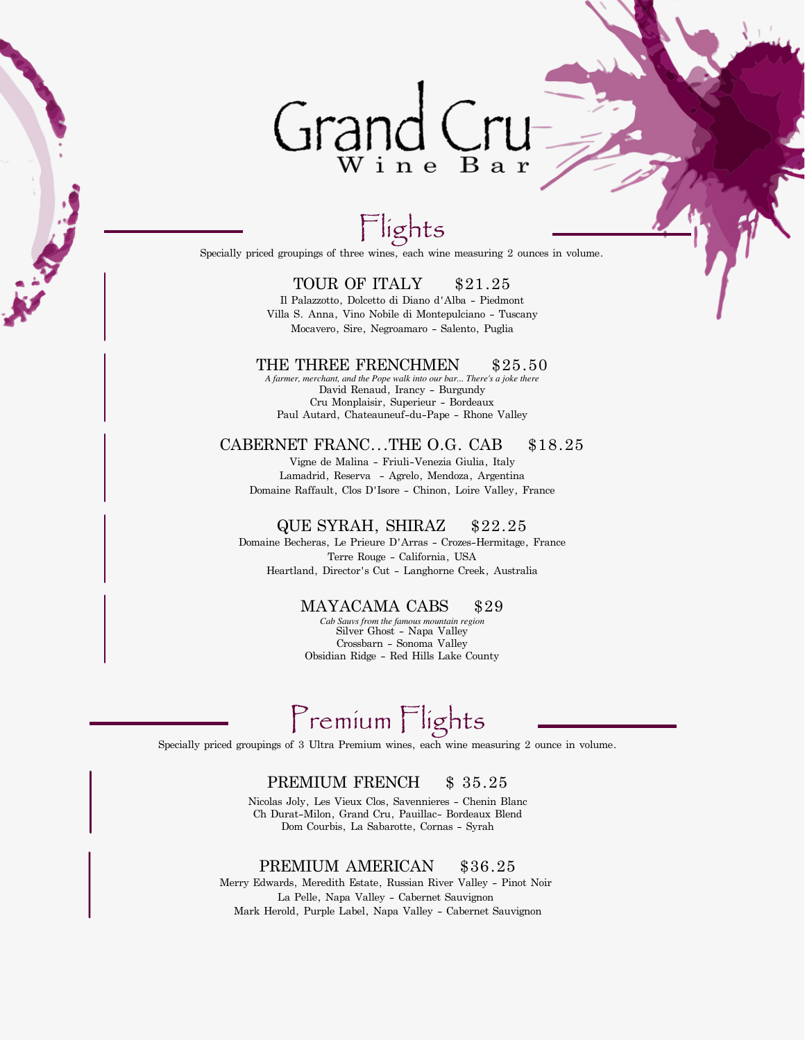# Grand Cru
Wine Bar

## Flights

Specially priced groupings of three wines, each wine measuring 2 ounces in volume.

### TOUR OF ITALY $21.25

Il Palazzotto, Dolcetto di Diano d'Alba - Piedmont
Villa S. Anna, Vino Nobile di Montepulciano - Tuscany
Mocavero, Sire, Negroamaro - Salento, Puglia

### THE THREE FRENCHMEN $25.50

*A farmer, merchant, and the Pope walk into our bar... There's a joke there*
David Renaud, Irancy - Burgundy
Cru Monplaisir, Superieur - Bordeaux
Paul Autard, Chateauneuf-du-Pape - Rhone Valley

### CABERNET FRANC...THE O.G. CAB $18.25

Vigne de Malina - Friuli-Venezia Giulia, Italy
Lamadrid, Reserva - Agrelo, Mendoza, Argentina
Domaine Raffault, Clos D'Isore - Chinon, Loire Valley, France

### QUE SYRAH, SHIRAZ $22.25

Domaine Becheras, Le Prieure D'Arras - Crozes-Hermitage, France
Terre Rouge - California, USA
Heartland, Director's Cut - Langhorne Creek, Australia

### MAYACAMA CABS $29

*Cab Sauvs from the famous mountain region*
Silver Ghost - Napa Valley
Crossbarn - Sonoma Valley
Obsidian Ridge - Red Hills Lake County

## Premium Flights

Specially priced groupings of 3 Ultra Premium wines, each wine measuring 2 ounce in volume.

### PREMIUM FRENCH $ 35.25

Nicolas Joly, Les Vieux Clos, Savennieres - Chenin Blanc
Ch Durat-Milon, Grand Cru, Pauillac- Bordeaux Blend
Dom Courbis, La Sabarotte, Cornas - Syrah

### PREMIUM AMERICAN $36.25

Merry Edwards, Meredith Estate, Russian River Valley - Pinot Noir
La Pelle, Napa Valley - Cabernet Sauvignon
Mark Herold, Purple Label, Napa Valley - Cabernet Sauvignon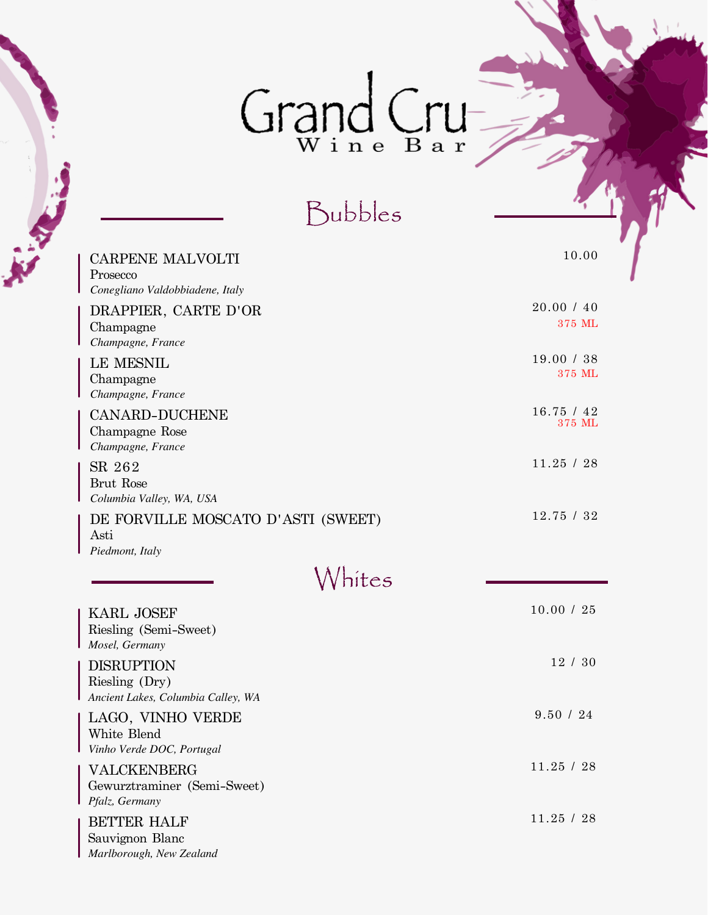# Grand Cru
Wine Bar

## Bubbles

**CARPENE MALVOLTI** — 10.00
Prosecco
*Conegliano Valdobbiadene, Italy*

**DRAPPIER, CARTE D'OR** — 20.00 / 40 (375 ML)
Champagne
*Champagne, France*

**LE MESNIL** — 19.00 / 38 (375 ML)
Champagne
*Champagne, France*

**CANARD-DUCHENE** — 16.75 / 42 (375 ML)
Champagne Rose
*Champagne, France*

**SR 262** — 11.25 / 28
Brut Rose
*Columbia Valley, WA, USA*

**DE FORVILLE MOSCATO D'ASTI (SWEET)** — 12.75 / 32
Asti
*Piedmont, Italy*

## Whites

**KARL JOSEF** — 10.00 / 25
Riesling (Semi-Sweet)
*Mosel, Germany*

**DISRUPTION** — 12 / 30
Riesling (Dry)
*Ancient Lakes, Columbia Calley, WA*

**LAGO, VINHO VERDE** — 9.50 / 24
White Blend
*Vinho Verde DOC, Portugal*

**VALCKENBERG** — 11.25 / 28
Gewurztraminer (Semi-Sweet)
*Pfalz, Germany*

**BETTER HALF** — 11.25 / 28
Sauvignon Blanc
*Marlborough, New Zealand*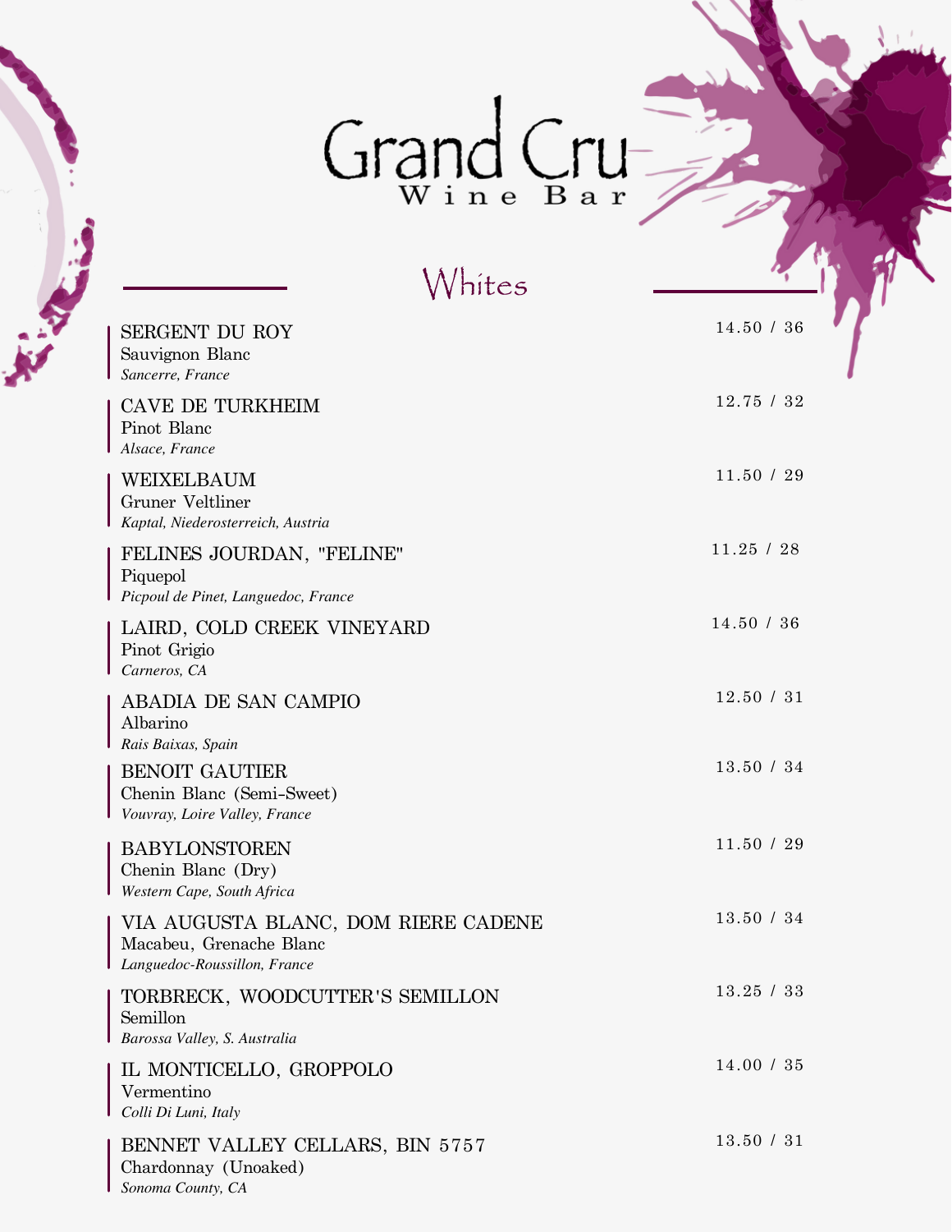# Grand Cru
Wine Bar

## Whites

**SERGENT DU ROY** — 14.50 / 36
Sauvignon Blanc
*Sancerre, France*

**CAVE DE TURKHEIM** — 12.75 / 32
Pinot Blanc
*Alsace, France*

**WEIXELBAUM** — 11.50 / 29
Gruner Veltliner
*Kaptal, Niederosterreich, Austria*

**FELINES JOURDAN, "FELINE"** — 11.25 / 28
Piquepol
*Picpoul de Pinet, Languedoc, France*

**LAIRD, COLD CREEK VINEYARD** — 14.50 / 36
Pinot Grigio
*Carneros, CA*

**ABADIA DE SAN CAMPIO** — 12.50 / 31
Albarino
*Rais Baixas, Spain*

**BENOIT GAUTIER** — 13.50 / 34
Chenin Blanc (Semi-Sweet)
*Vouvray, Loire Valley, France*

**BABYLONSTOREN** — 11.50 / 29
Chenin Blanc (Dry)
*Western Cape, South Africa*

**VIA AUGUSTA BLANC, DOM RIERE CADENE** — 13.50 / 34
Macabeu, Grenache Blanc
*Languedoc-Roussillon, France*

**TORBRECK, WOODCUTTER'S SEMILLON** — 13.25 / 33
Semillon
*Barossa Valley, S. Australia*

**IL MONTICELLO, GROPPOLO** — 14.00 / 35
Vermentino
*Colli Di Luni, Italy*

**BENNET VALLEY CELLARS, BIN 5757** — 13.50 / 31
Chardonnay (Unoaked)
*Sonoma County, CA*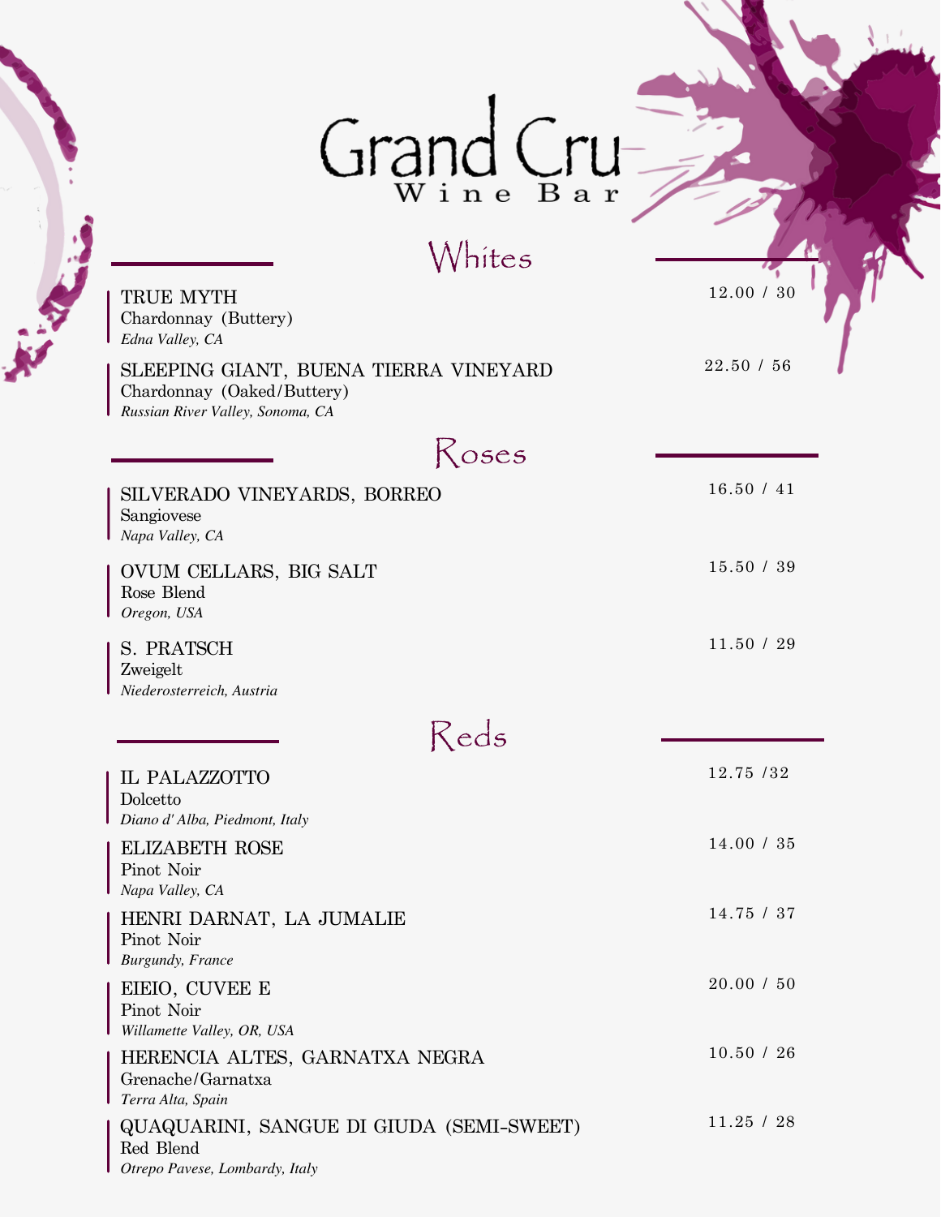# Grand Cru

Wine Bar

## Whites

TRUE MYTH
Chardonnay (Buttery)
*Edna Valley, CA*
12.00 / 30

SLEEPING GIANT, BUENA TIERRA VINEYARD
Chardonnay (Oaked/Buttery)
*Russian River Valley, Sonoma, CA*
22.50 / 56

## Roses

SILVERADO VINEYARDS, BORREO
Sangiovese
*Napa Valley, CA*
16.50 / 41

OVUM CELLARS, BIG SALT
Rose Blend
*Oregon, USA*
15.50 / 39

S. PRATSCH
Zweigelt
*Niederosterreich, Austria*
11.50 / 29

## Reds

IL PALAZZOTTO
Dolcetto
*Diano d' Alba, Piedmont, Italy*
12.75 /32

ELIZABETH ROSE
Pinot Noir
*Napa Valley, CA*
14.00 / 35

HENRI DARNAT, LA JUMALIE
Pinot Noir
*Burgundy, France*
14.75 / 37

EIEIO, CUVEE E
Pinot Noir
*Willamette Valley, OR, USA*
20.00 / 50

HERENCIA ALTES, GARNATXA NEGRA
Grenache/Garnatxa
*Terra Alta, Spain*
10.50 / 26

QUAQUARINI, SANGUE DI GIUDA (SEMI-SWEET)
Red Blend
*Otrepo Pavese, Lombardy, Italy*
11.25 / 28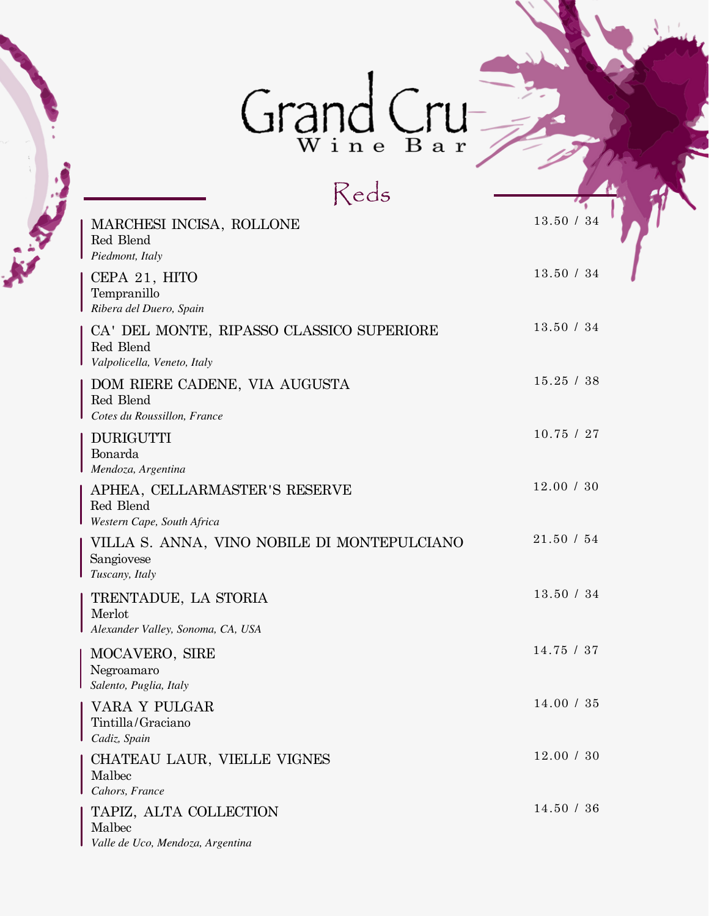# Grand Cru

Wine Bar

## Reds

| Wine | Price |
|---|---|
| MARCHESI INCISA, ROLLONE<br>Red Blend<br>*Piedmont, Italy* | 13.50 / 34 |
| CEPA 21, HITO<br>Tempranillo<br>*Ribera del Duero, Spain* | 13.50 / 34 |
| CA' DEL MONTE, RIPASSO CLASSICO SUPERIORE<br>Red Blend<br>*Valpolicella, Veneto, Italy* | 13.50 / 34 |
| DOM RIERE CADENE, VIA AUGUSTA<br>Red Blend<br>*Cotes du Roussillon, France* | 15.25 / 38 |
| DURIGUTTI<br>Bonarda<br>*Mendoza, Argentina* | 10.75 / 27 |
| APHEA, CELLARMASTER'S RESERVE<br>Red Blend<br>*Western Cape, South Africa* | 12.00 / 30 |
| VILLA S. ANNA, VINO NOBILE DI MONTEPULCIANO<br>Sangiovese<br>*Tuscany, Italy* | 21.50 / 54 |
| TRENTADUE, LA STORIA<br>Merlot<br>*Alexander Valley, Sonoma, CA, USA* | 13.50 / 34 |
| MOCAVERO, SIRE<br>Negroamaro<br>*Salento, Puglia, Italy* | 14.75 / 37 |
| VARA Y PULGAR<br>Tintilla/Graciano<br>*Cadiz, Spain* | 14.00 / 35 |
| CHATEAU LAUR, VIELLE VIGNES<br>Malbec<br>*Cahors, France* | 12.00 / 30 |
| TAPIZ, ALTA COLLECTION<br>Malbec<br>*Valle de Uco, Mendoza, Argentina* | 14.50 / 36 |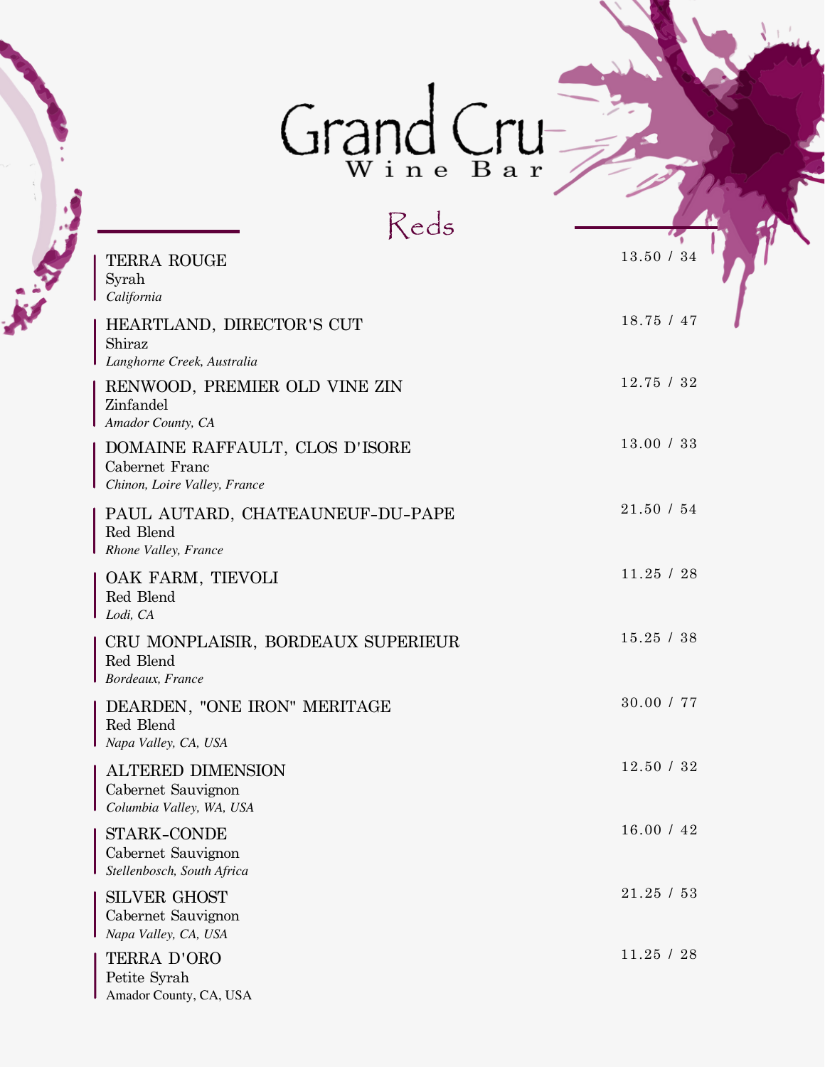# Grand Cru

Wine Bar

## Reds

**TERRA ROUGE** — 13.50 / 34
Syrah
*California*

**HEARTLAND, DIRECTOR'S CUT** — 18.75 / 47
Shiraz
*Langhorne Creek, Australia*

**RENWOOD, PREMIER OLD VINE ZIN** — 12.75 / 32
Zinfandel
*Amador County, CA*

**DOMAINE RAFFAULT, CLOS D'ISORE** — 13.00 / 33
Cabernet Franc
*Chinon, Loire Valley, France*

**PAUL AUTARD, CHATEAUNEUF-DU-PAPE** — 21.50 / 54
Red Blend
*Rhone Valley, France*

**OAK FARM, TIEVOLI** — 11.25 / 28
Red Blend
*Lodi, CA*

**CRU MONPLAISIR, BORDEAUX SUPERIEUR** — 15.25 / 38
Red Blend
*Bordeaux, France*

**DEARDEN, "ONE IRON" MERITAGE** — 30.00 / 77
Red Blend
*Napa Valley, CA, USA*

**ALTERED DIMENSION** — 12.50 / 32
Cabernet Sauvignon
*Columbia Valley, WA, USA*

**STARK-CONDE** — 16.00 / 42
Cabernet Sauvignon
*Stellenbosch, South Africa*

**SILVER GHOST** — 21.25 / 53
Cabernet Sauvignon
*Napa Valley, CA, USA*

**TERRA D'ORO** — 11.25 / 28
Petite Syrah
Amador County, CA, USA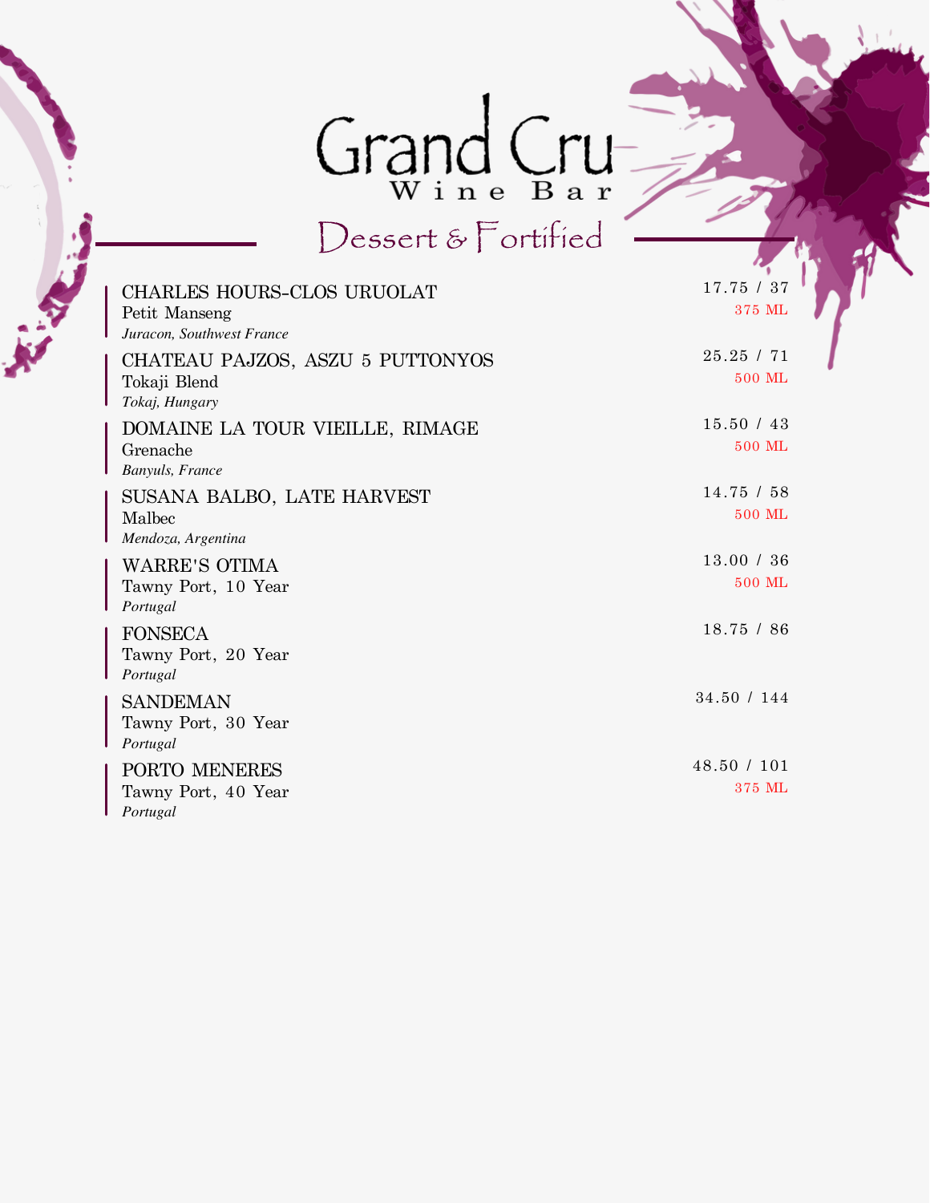# Grand Cru
## Wine Bar

### Dessert & Fortified

CHARLES HOURS-CLOS URUOLAT — 17.75 / 37
Petit Manseng — 375 ML
*Juracon, Southwest France*

CHATEAU PAJZOS, ASZU 5 PUTTONYOS — 25.25 / 71
Tokaji Blend — 500 ML
*Tokaj, Hungary*

DOMAINE LA TOUR VIEILLE, RIMAGE — 15.50 / 43
Grenache — 500 ML
*Banyuls, France*

SUSANA BALBO, LATE HARVEST — 14.75 / 58
Malbec — 500 ML
*Mendoza, Argentina*

WARRE'S OTIMA — 13.00 / 36
Tawny Port, 10 Year — 500 ML
*Portugal*

FONSECA — 18.75 / 86
Tawny Port, 20 Year
*Portugal*

SANDEMAN — 34.50 / 144
Tawny Port, 30 Year
*Portugal*

PORTO MENERES — 48.50 / 101
Tawny Port, 40 Year — 375 ML
*Portugal*